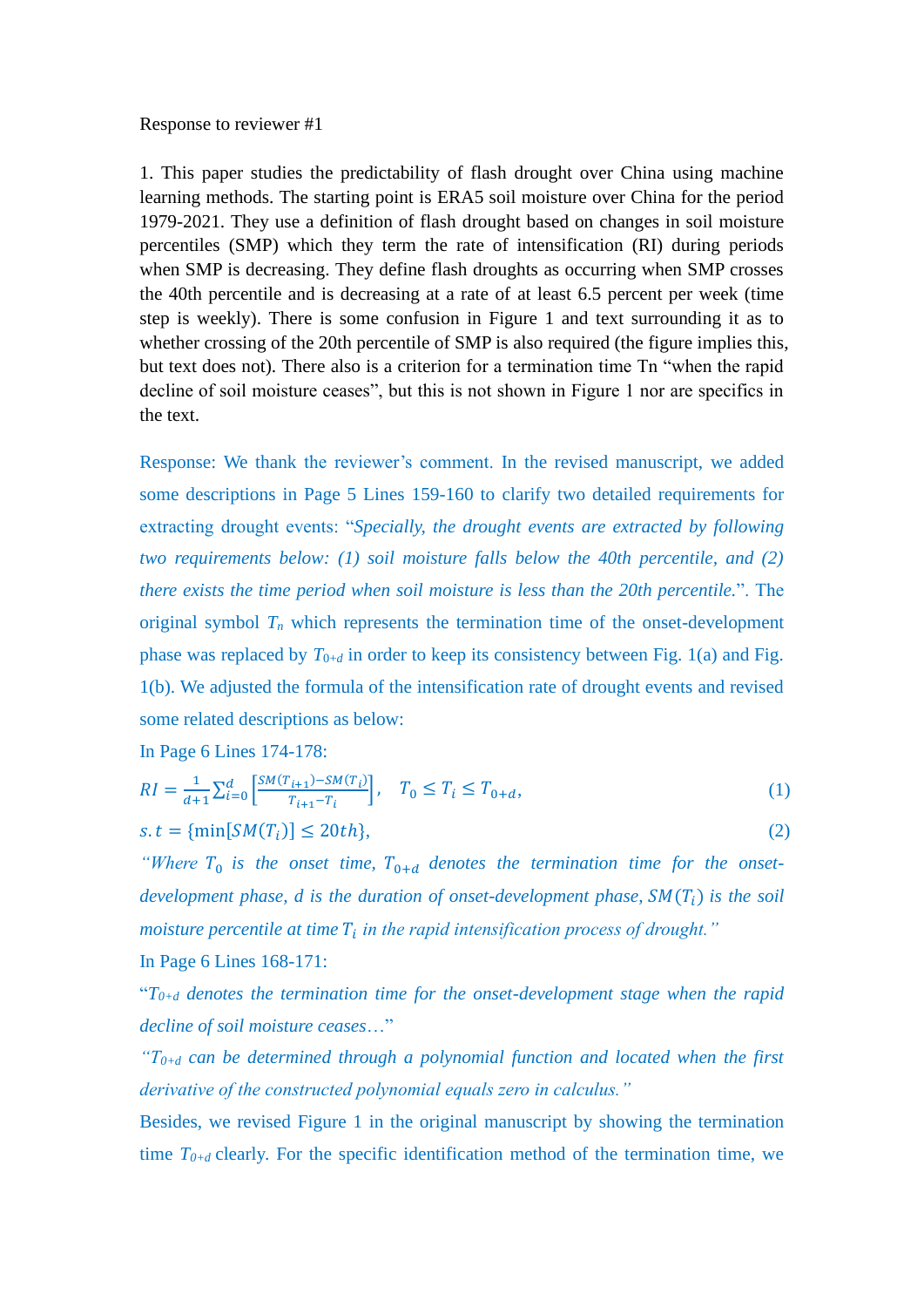Response to reviewer #1

1. This paper studies the predictability of flash drought over China using machine learning methods. The starting point is ERA5 soil moisture over China for the period 1979-2021. They use a definition of flash drought based on changes in soil moisture percentiles (SMP) which they term the rate of intensification (RI) during periods when SMP is decreasing. They define flash droughts as occurring when SMP crosses the 40th percentile and is decreasing at a rate of at least 6.5 percent per week (time step is weekly). There is some confusion in Figure 1 and text surrounding it as to whether crossing of the 20th percentile of SMP is also required (the figure implies this, but text does not). There also is a criterion for a termination time Tn "when the rapid decline of soil moisture ceases", but this is not shown in Figure 1 nor are specifics in the text.

Response: We thank the reviewer's comment. In the revised manuscript, we added some descriptions in Page 5 Lines 159-160 to clarify two detailed requirements for extracting drought events: "*Specially, the drought events are extracted by following two requirements below: (1) soil moisture falls below the 40th percentile, and (2) there exists the time period when soil moisture is less than the 20th percentile.*". The original symbol $T_n$ which represents the termination time of the onset-development phase was replaced by $T_{0+d}$ in order to keep its consistency between Fig. 1(a) and Fig. 1(b). We adjusted the formula of the intensification rate of drought events and revised some related descriptions as below:

In Page 6 Lines 174-178:

$$RI = \frac{1}{d+1}\sum_{i=0}^{d}\left[\frac{SM(T_{i+1})-SM(T_i)}{T_{i+1}-T_i}\right], \quad T_0 \leq T_i \leq T_{0+d}, \tag{1}$$

$$s.t = \{\min[SM(T_i)] \leq 20th\}, \tag{2}$$

"*Where $T_0$ is the onset time, $T_{0+d}$ denotes the termination time for the onset-development phase, d is the duration of onset-development phase, $SM(T_i)$ is the soil moisture percentile at time $T_i$ in the rapid intensification process of drought.*"

In Page 6 Lines 168-171:

"*$T_{0+d}$ denotes the termination time for the onset-development stage when the rapid decline of soil moisture ceases…*"

"*$T_{0+d}$ can be determined through a polynomial function and located when the first derivative of the constructed polynomial equals zero in calculus.*"

Besides, we revised Figure 1 in the original manuscript by showing the termination time $T_{0+d}$ clearly. For the specific identification method of the termination time, we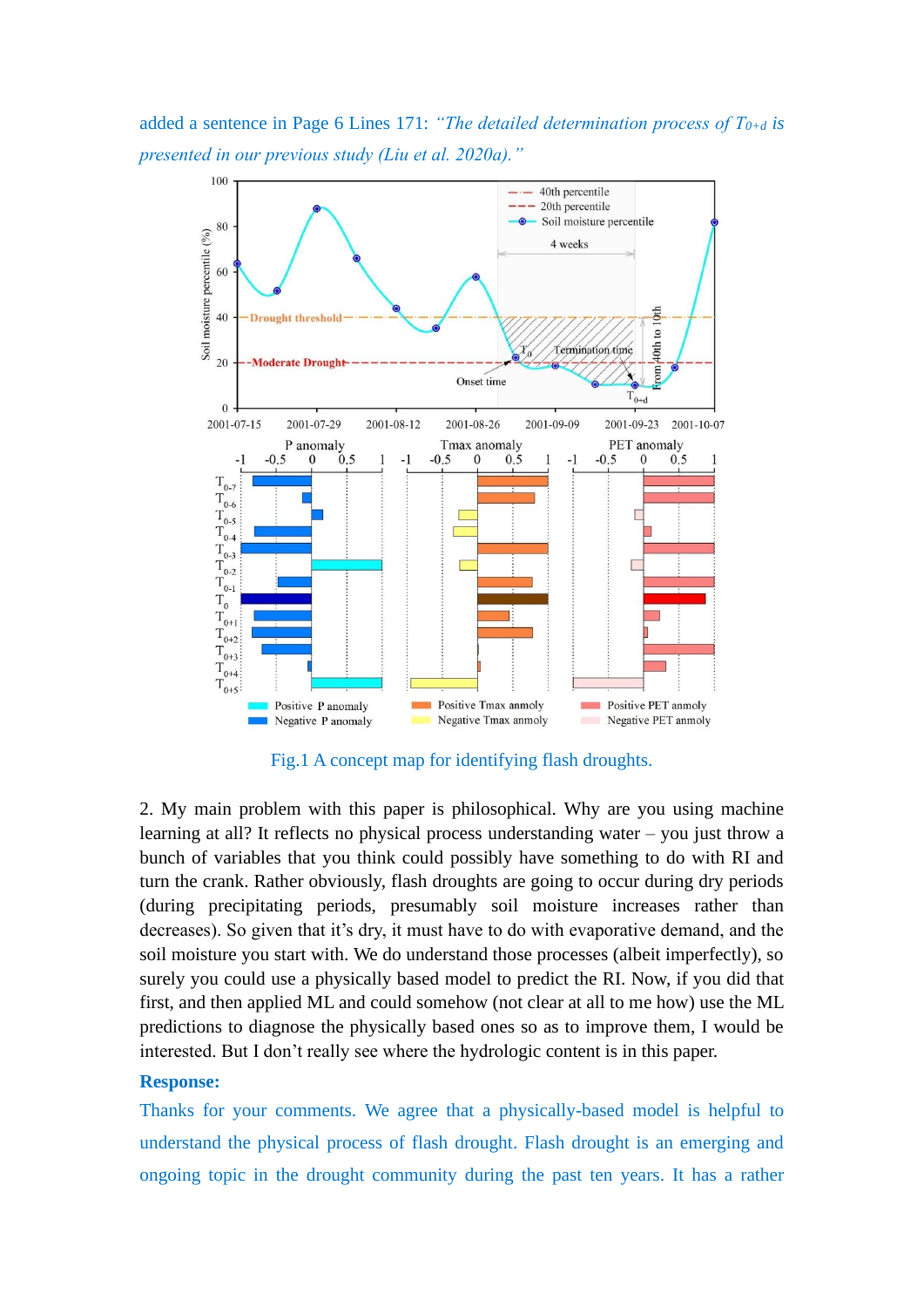added a sentence in Page 6 Lines 171: *"The detailed determination process of $T_{0+d}$ is presented in our previous study (Liu et al. 2020a)."*

Fig.1 A concept map for identifying flash droughts.

2. My main problem with this paper is philosophical. Why are you using machine learning at all? It reflects no physical process understanding water – you just throw a bunch of variables that you think could possibly have something to do with RI and turn the crank. Rather obviously, flash droughts are going to occur during dry periods (during precipitating periods, presumably soil moisture increases rather than decreases). So given that it's dry, it must have to do with evaporative demand, and the soil moisture you start with. We do understand those processes (albeit imperfectly), so surely you could use a physically based model to predict the RI. Now, if you did that first, and then applied ML and could somehow (not clear at all to me how) use the ML predictions to diagnose the physically based ones so as to improve them, I would be interested. But I don't really see where the hydrologic content is in this paper.

**Response:**

Thanks for your comments. We agree that a physically-based model is helpful to understand the physical process of flash drought. Flash drought is an emerging and ongoing topic in the drought community during the past ten years. It has a rather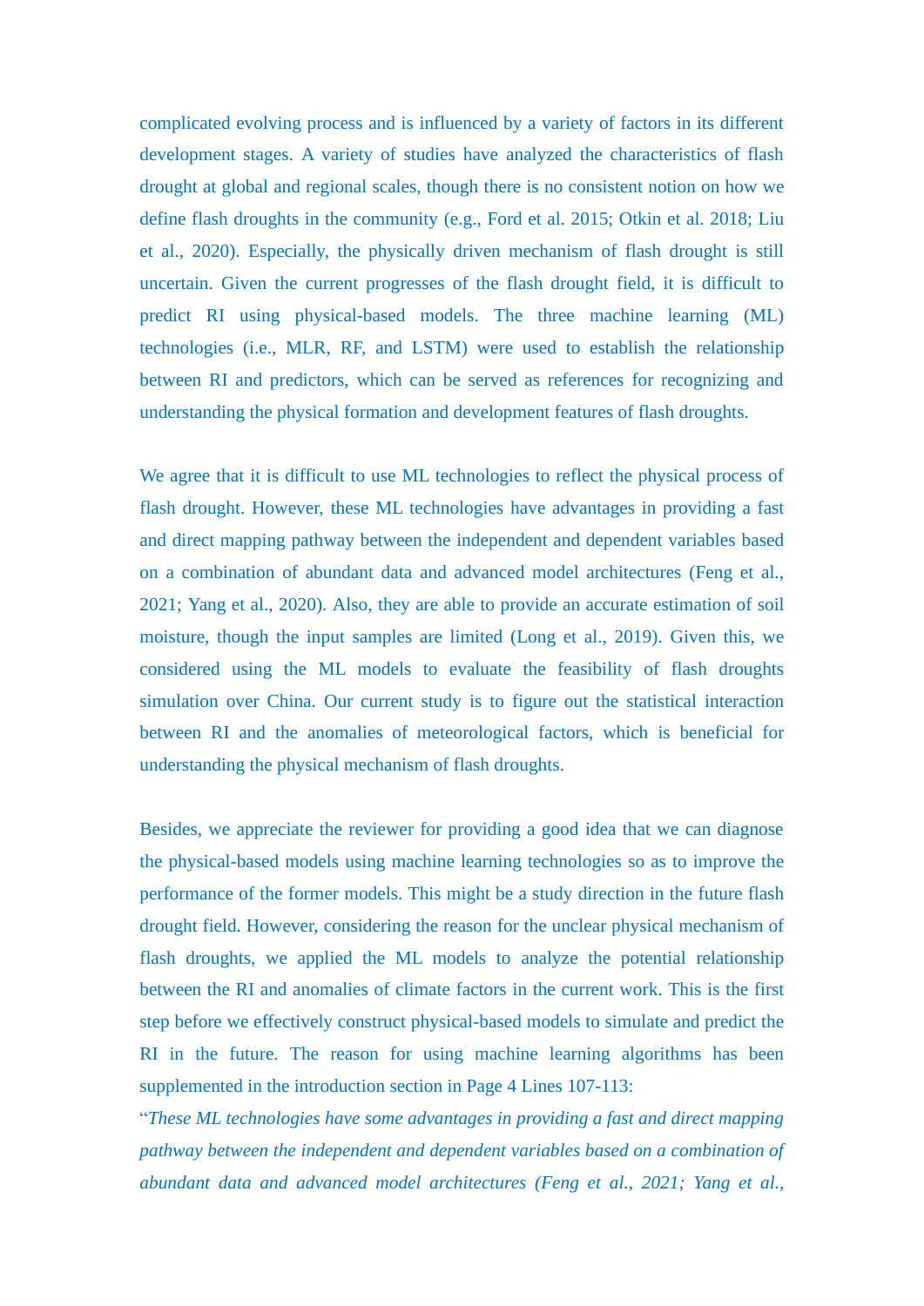complicated evolving process and is influenced by a variety of factors in its different development stages. A variety of studies have analyzed the characteristics of flash drought at global and regional scales, though there is no consistent notion on how we define flash droughts in the community (e.g., Ford et al. 2015; Otkin et al. 2018; Liu et al., 2020). Especially, the physically driven mechanism of flash drought is still uncertain. Given the current progresses of the flash drought field, it is difficult to predict RI using physical-based models. The three machine learning (ML) technologies (i.e., MLR, RF, and LSTM) were used to establish the relationship between RI and predictors, which can be served as references for recognizing and understanding the physical formation and development features of flash droughts.

We agree that it is difficult to use ML technologies to reflect the physical process of flash drought. However, these ML technologies have advantages in providing a fast and direct mapping pathway between the independent and dependent variables based on a combination of abundant data and advanced model architectures (Feng et al., 2021; Yang et al., 2020). Also, they are able to provide an accurate estimation of soil moisture, though the input samples are limited (Long et al., 2019). Given this, we considered using the ML models to evaluate the feasibility of flash droughts simulation over China. Our current study is to figure out the statistical interaction between RI and the anomalies of meteorological factors, which is beneficial for understanding the physical mechanism of flash droughts.

Besides, we appreciate the reviewer for providing a good idea that we can diagnose the physical-based models using machine learning technologies so as to improve the performance of the former models. This might be a study direction in the future flash drought field. However, considering the reason for the unclear physical mechanism of flash droughts, we applied the ML models to analyze the potential relationship between the RI and anomalies of climate factors in the current work. This is the first step before we effectively construct physical-based models to simulate and predict the RI in the future. The reason for using machine learning algorithms has been supplemented in the introduction section in Page 4 Lines 107-113:

"*These ML technologies have some advantages in providing a fast and direct mapping pathway between the independent and dependent variables based on a combination of abundant data and advanced model architectures (Feng et al., 2021; Yang et al.,*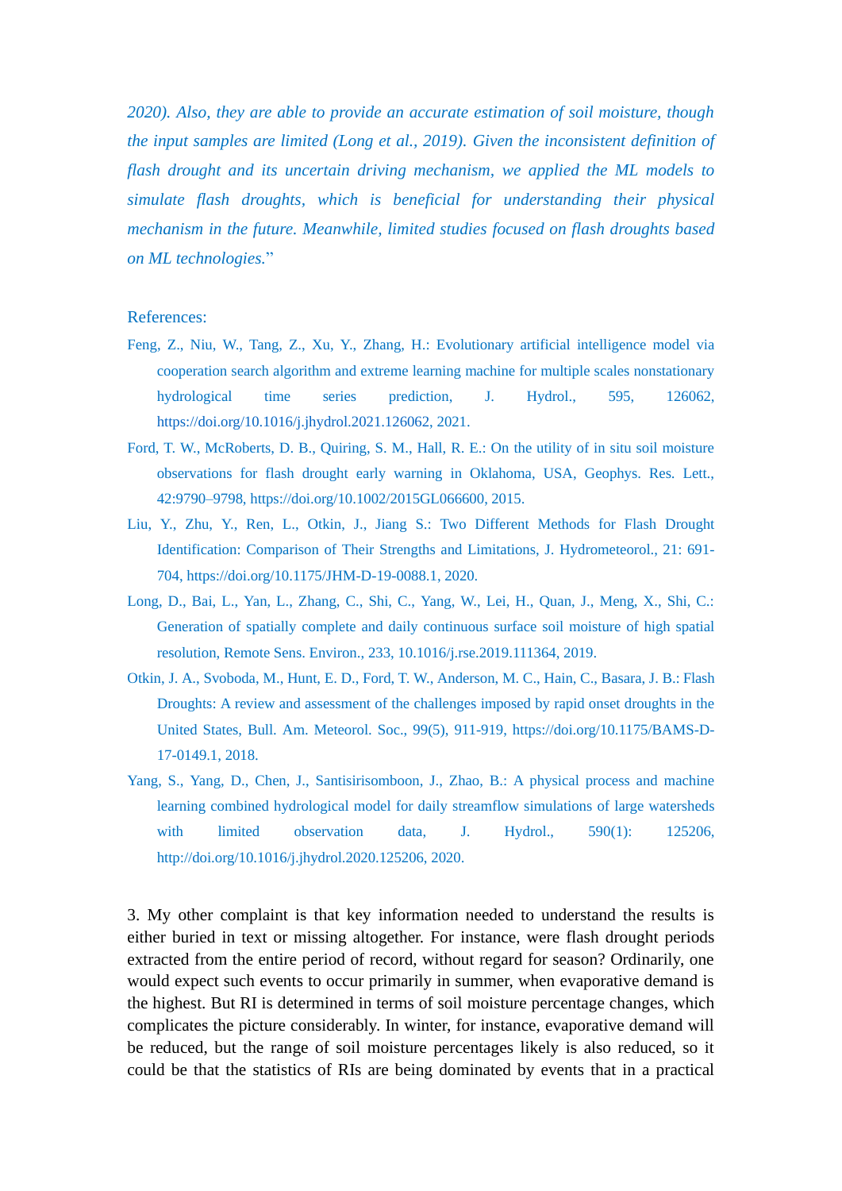*2020). Also, they are able to provide an accurate estimation of soil moisture, though the input samples are limited (Long et al., 2019). Given the inconsistent definition of flash drought and its uncertain driving mechanism, we applied the ML models to simulate flash droughts, which is beneficial for understanding their physical mechanism in the future. Meanwhile, limited studies focused on flash droughts based on ML technologies.*"

References:

Feng, Z., Niu, W., Tang, Z., Xu, Y., Zhang, H.: Evolutionary artificial intelligence model via cooperation search algorithm and extreme learning machine for multiple scales nonstationary hydrological time series prediction, J. Hydrol., 595, 126062, https://doi.org/10.1016/j.jhydrol.2021.126062, 2021.

Ford, T. W., McRoberts, D. B., Quiring, S. M., Hall, R. E.: On the utility of in situ soil moisture observations for flash drought early warning in Oklahoma, USA, Geophys. Res. Lett., 42:9790–9798, https://doi.org/10.1002/2015GL066600, 2015.

Liu, Y., Zhu, Y., Ren, L., Otkin, J., Jiang S.: Two Different Methods for Flash Drought Identification: Comparison of Their Strengths and Limitations, J. Hydrometeorol., 21: 691-704, https://doi.org/10.1175/JHM-D-19-0088.1, 2020.

Long, D., Bai, L., Yan, L., Zhang, C., Shi, C., Yang, W., Lei, H., Quan, J., Meng, X., Shi, C.: Generation of spatially complete and daily continuous surface soil moisture of high spatial resolution, Remote Sens. Environ., 233, 10.1016/j.rse.2019.111364, 2019.

Otkin, J. A., Svoboda, M., Hunt, E. D., Ford, T. W., Anderson, M. C., Hain, C., Basara, J. B.: Flash Droughts: A review and assessment of the challenges imposed by rapid onset droughts in the United States, Bull. Am. Meteorol. Soc., 99(5), 911-919, https://doi.org/10.1175/BAMS-D-17-0149.1, 2018.

Yang, S., Yang, D., Chen, J., Santisirisomboon, J., Zhao, B.: A physical process and machine learning combined hydrological model for daily streamflow simulations of large watersheds with limited observation data, J. Hydrol., 590(1): 125206, http://doi.org/10.1016/j.jhydrol.2020.125206, 2020.

3. My other complaint is that key information needed to understand the results is either buried in text or missing altogether. For instance, were flash drought periods extracted from the entire period of record, without regard for season? Ordinarily, one would expect such events to occur primarily in summer, when evaporative demand is the highest. But RI is determined in terms of soil moisture percentage changes, which complicates the picture considerably. In winter, for instance, evaporative demand will be reduced, but the range of soil moisture percentages likely is also reduced, so it could be that the statistics of RIs are being dominated by events that in a practical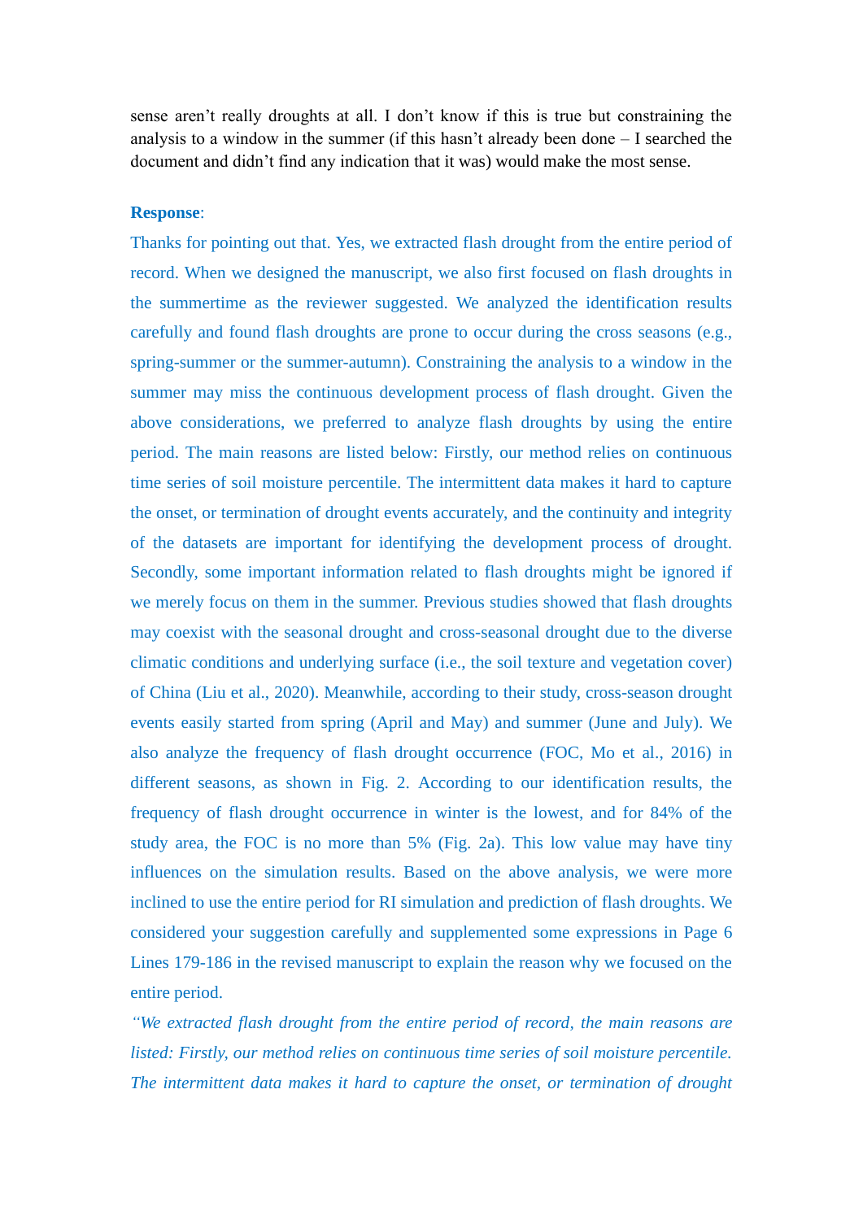sense aren't really droughts at all. I don't know if this is true but constraining the analysis to a window in the summer (if this hasn't already been done – I searched the document and didn't find any indication that it was) would make the most sense.

**Response**:

Thanks for pointing out that. Yes, we extracted flash drought from the entire period of record. When we designed the manuscript, we also first focused on flash droughts in the summertime as the reviewer suggested. We analyzed the identification results carefully and found flash droughts are prone to occur during the cross seasons (e.g., spring-summer or the summer-autumn). Constraining the analysis to a window in the summer may miss the continuous development process of flash drought. Given the above considerations, we preferred to analyze flash droughts by using the entire period. The main reasons are listed below: Firstly, our method relies on continuous time series of soil moisture percentile. The intermittent data makes it hard to capture the onset, or termination of drought events accurately, and the continuity and integrity of the datasets are important for identifying the development process of drought. Secondly, some important information related to flash droughts might be ignored if we merely focus on them in the summer. Previous studies showed that flash droughts may coexist with the seasonal drought and cross-seasonal drought due to the diverse climatic conditions and underlying surface (i.e., the soil texture and vegetation cover) of China (Liu et al., 2020). Meanwhile, according to their study, cross-season drought events easily started from spring (April and May) and summer (June and July). We also analyze the frequency of flash drought occurrence (FOC, Mo et al., 2016) in different seasons, as shown in Fig. 2. According to our identification results, the frequency of flash drought occurrence in winter is the lowest, and for 84% of the study area, the FOC is no more than 5% (Fig. 2a). This low value may have tiny influences on the simulation results. Based on the above analysis, we were more inclined to use the entire period for RI simulation and prediction of flash droughts. We considered your suggestion carefully and supplemented some expressions in Page 6 Lines 179-186 in the revised manuscript to explain the reason why we focused on the entire period.

*"We extracted flash drought from the entire period of record, the main reasons are listed: Firstly, our method relies on continuous time series of soil moisture percentile. The intermittent data makes it hard to capture the onset, or termination of drought*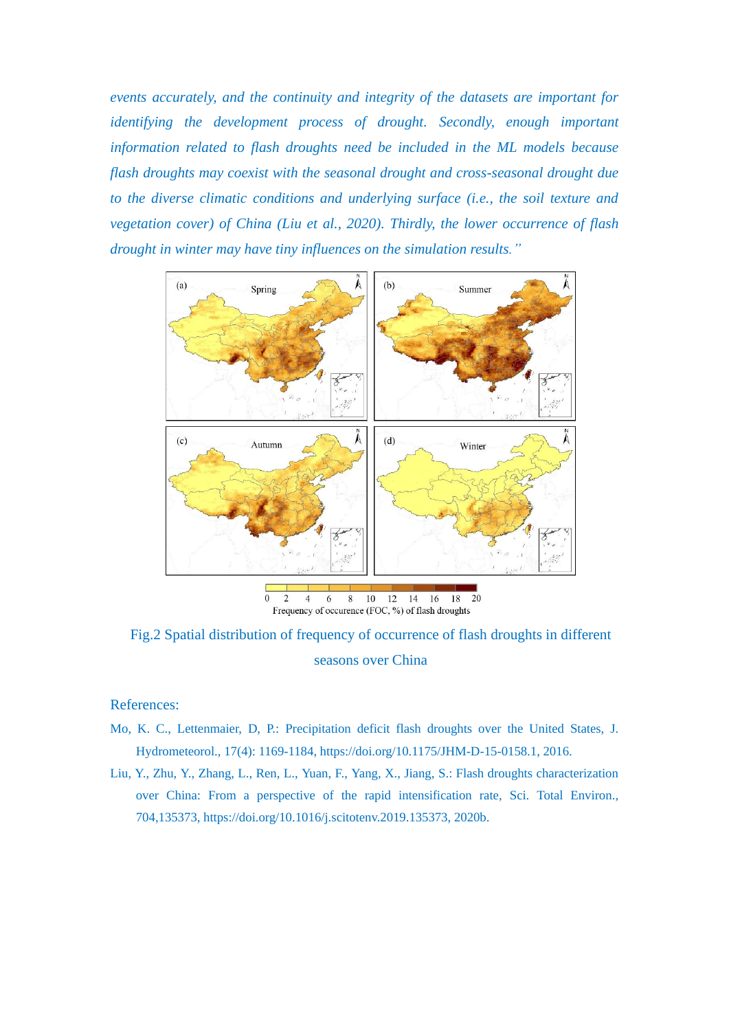*events accurately, and the continuity and integrity of the datasets are important for identifying the development process of drought. Secondly, enough important information related to flash droughts need be included in the ML models because flash droughts may coexist with the seasonal drought and cross-seasonal drought due to the diverse climatic conditions and underlying surface (i.e., the soil texture and vegetation cover) of China (Liu et al., 2020). Thirdly, the lower occurrence of flash drought in winter may have tiny influences on the simulation results."*

(a) Spring

(b) Summer

(c) Autumn

(d) Winter

0 2 4 6 8 10 12 14 16 18 20

Frequency of occurence (FOC, %) of flash droughts

Fig.2 Spatial distribution of frequency of occurrence of flash droughts in different seasons over China

References:

Mo, K. C., Lettenmaier, D, P.: Precipitation deficit flash droughts over the United States, J. Hydrometeorol., 17(4): 1169-1184, https://doi.org/10.1175/JHM-D-15-0158.1, 2016.

Liu, Y., Zhu, Y., Zhang, L., Ren, L., Yuan, F., Yang, X., Jiang, S.: Flash droughts characterization over China: From a perspective of the rapid intensification rate, Sci. Total Environ., 704,135373, https://doi.org/10.1016/j.scitotenv.2019.135373, 2020b.